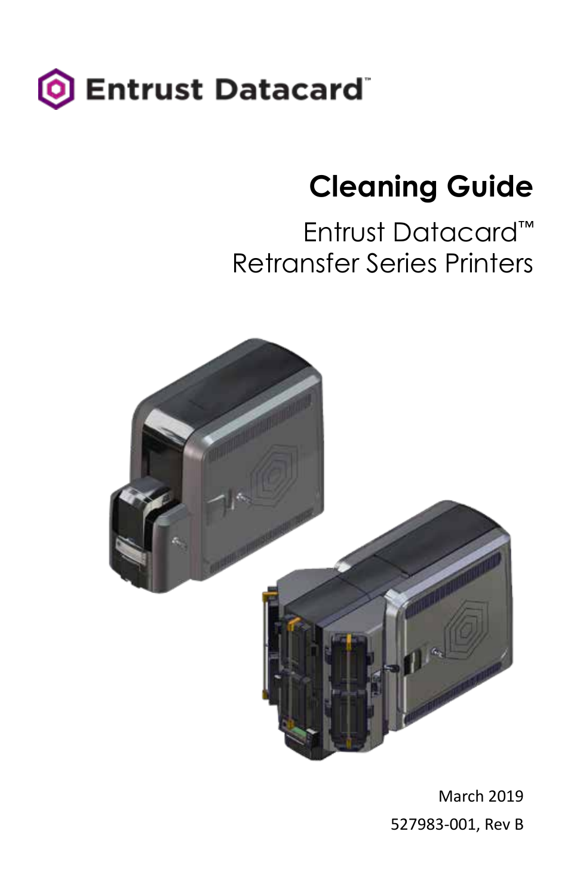Entrust Datacard™

# Cleaning Guide

## Entrust Datacard™ Retransfer Series Printers

March 2019

527983-001, Rev B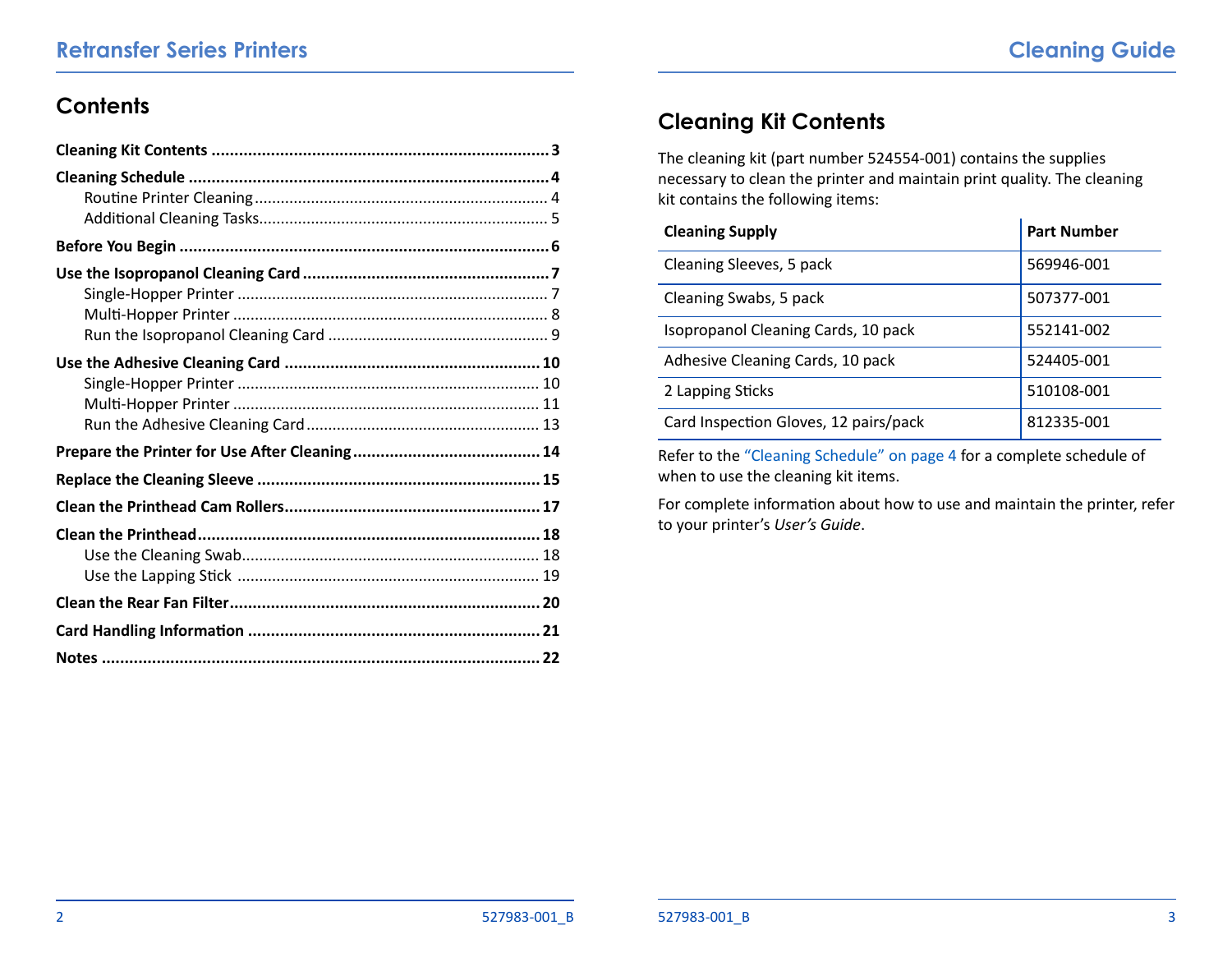## Contents

**Cleaning Kit Contents ........................................................................ 3**

**Cleaning Schedule ............................................................................... 4**

Routine Printer Cleaning .................................................................. 4

Additional Cleaning Tasks................................................................. 5

**Before You Begin ................................................................................. 6**

**Use the Isopropanol Cleaning Card ...................................................... 7**

Single-Hopper Printer ....................................................................... 7

Multi-Hopper Printer ........................................................................ 8

Run the Isopropanol Cleaning Card .................................................. 9

**Use the Adhesive Cleaning Card ........................................................ 10**

Single-Hopper Printer ..................................................................... 10

Multi-Hopper Printer ...................................................................... 11

Run the Adhesive Cleaning Card ..................................................... 13

**Prepare the Printer for Use After Cleaning ......................................... 14**

**Replace the Cleaning Sleeve .............................................................. 15**

**Clean the Printhead Cam Rollers........................................................ 17**

**Clean the Printhead........................................................................... 18**

Use the Cleaning Swab.................................................................... 18

Use the Lapping Stick ..................................................................... 19

**Clean the Rear Fan Filter.................................................................... 20**

**Card Handling Information ................................................................ 21**

**Notes ............................................................................................... 22**

## Cleaning Kit Contents

The cleaning kit (part number 524554-001) contains the supplies necessary to clean the printer and maintain print quality. The cleaning kit contains the following items:

| Cleaning Supply | Part Number |
| --- | --- |
| Cleaning Sleeves, 5 pack | 569946-001 |
| Cleaning Swabs, 5 pack | 507377-001 |
| Isopropanol Cleaning Cards, 10 pack | 552141-002 |
| Adhesive Cleaning Cards, 10 pack | 524405-001 |
| 2 Lapping Sticks | 510108-001 |
| Card Inspection Gloves, 12 pairs/pack | 812335-001 |

Refer to the "Cleaning Schedule" on page 4 for a complete schedule of when to use the cleaning kit items.

For complete information about how to use and maintain the printer, refer to your printer's *User's Guide*.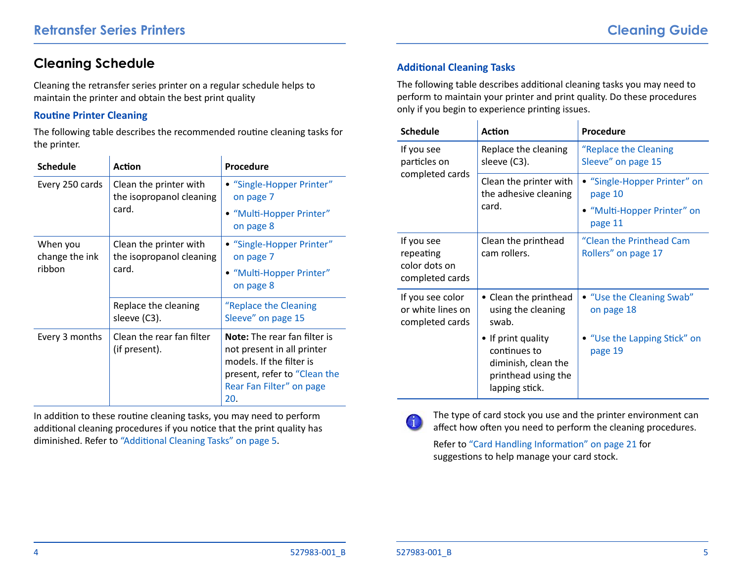## Cleaning Schedule

Cleaning the retransfer series printer on a regular schedule helps to maintain the printer and obtain the best print quality

### Routine Printer Cleaning

The following table describes the recommended routine cleaning tasks for the printer.

| Schedule | Action | Procedure |
|---|---|---|
| Every 250 cards | Clean the printer with the isopropanol cleaning card. | • "Single-Hopper Printer" on page 7<br>• "Multi-Hopper Printer" on page 8 |
| When you change the ink ribbon | Clean the printer with the isopropanol cleaning card. | • "Single-Hopper Printer" on page 7<br>• "Multi-Hopper Printer" on page 8 |
| | Replace the cleaning sleeve (C3). | "Replace the Cleaning Sleeve" on page 15 |
| Every 3 months | Clean the rear fan filter (if present). | **Note:** The rear fan filter is not present in all printer models. If the filter is present, refer to "Clean the Rear Fan Filter" on page 20. |

In addition to these routine cleaning tasks, you may need to perform additional cleaning procedures if you notice that the print quality has diminished. Refer to "Additional Cleaning Tasks" on page 5.

### Additional Cleaning Tasks

The following table describes additional cleaning tasks you may need to perform to maintain your printer and print quality. Do these procedures only if you begin to experience printing issues.

| Schedule | Action | Procedure |
|---|---|---|
| If you see particles on completed cards | Replace the cleaning sleeve (C3). | "Replace the Cleaning Sleeve" on page 15 |
| | Clean the printer with the adhesive cleaning card. | • "Single-Hopper Printer" on page 10<br>• "Multi-Hopper Printer" on page 11 |
| If you see repeating color dots on completed cards | Clean the printhead cam rollers. | "Clean the Printhead Cam Rollers" on page 17 |
| If you see color or white lines on completed cards | • Clean the printhead using the cleaning swab.<br>• If print quality continues to diminish, clean the printhead using the lapping stick. | • "Use the Cleaning Swab" on page 18<br>• "Use the Lapping Stick" on page 19 |

The type of card stock you use and the printer environment can affect how often you need to perform the cleaning procedures.

Refer to "Card Handling Information" on page 21 for suggestions to help manage your card stock.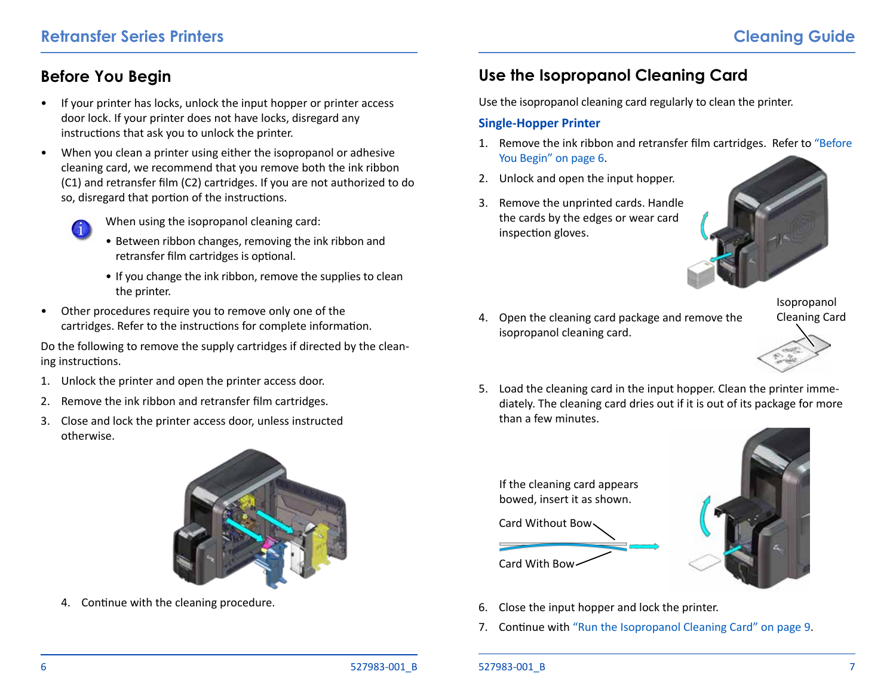## Before You Begin

- If your printer has locks, unlock the input hopper or printer access door lock. If your printer does not have locks, disregard any instructions that ask you to unlock the printer.
- When you clean a printer using either the isopropanol or adhesive cleaning card, we recommend that you remove both the ink ribbon (C1) and retransfer film (C2) cartridges. If you are not authorized to do so, disregard that portion of the instructions.

  When using the isopropanol cleaning card:

  - Between ribbon changes, removing the ink ribbon and retransfer film cartridges is optional.
  - If you change the ink ribbon, remove the supplies to clean the printer.

- Other procedures require you to remove only one of the cartridges. Refer to the instructions for complete information.

Do the following to remove the supply cartridges if directed by the cleaning instructions.

1. Unlock the printer and open the printer access door.
2. Remove the ink ribbon and retransfer film cartridges.
3. Close and lock the printer access door, unless instructed otherwise.
4. Continue with the cleaning procedure.

## Use the Isopropanol Cleaning Card

Use the isopropanol cleaning card regularly to clean the printer.

### Single-Hopper Printer

1. Remove the ink ribbon and retransfer film cartridges. Refer to "Before You Begin" on page 6.
2. Unlock and open the input hopper.
3. Remove the unprinted cards. Handle the cards by the edges or wear card inspection gloves.
4. Open the cleaning card package and remove the isopropanol cleaning card.

   Isopropanol Cleaning Card

5. Load the cleaning card in the input hopper. Clean the printer immediately. The cleaning card dries out if it is out of its package for more than a few minutes.

   If the cleaning card appears bowed, insert it as shown.

   Card Without Bow

   Card With Bow

6. Close the input hopper and lock the printer.
7. Continue with "Run the Isopropanol Cleaning Card" on page 9.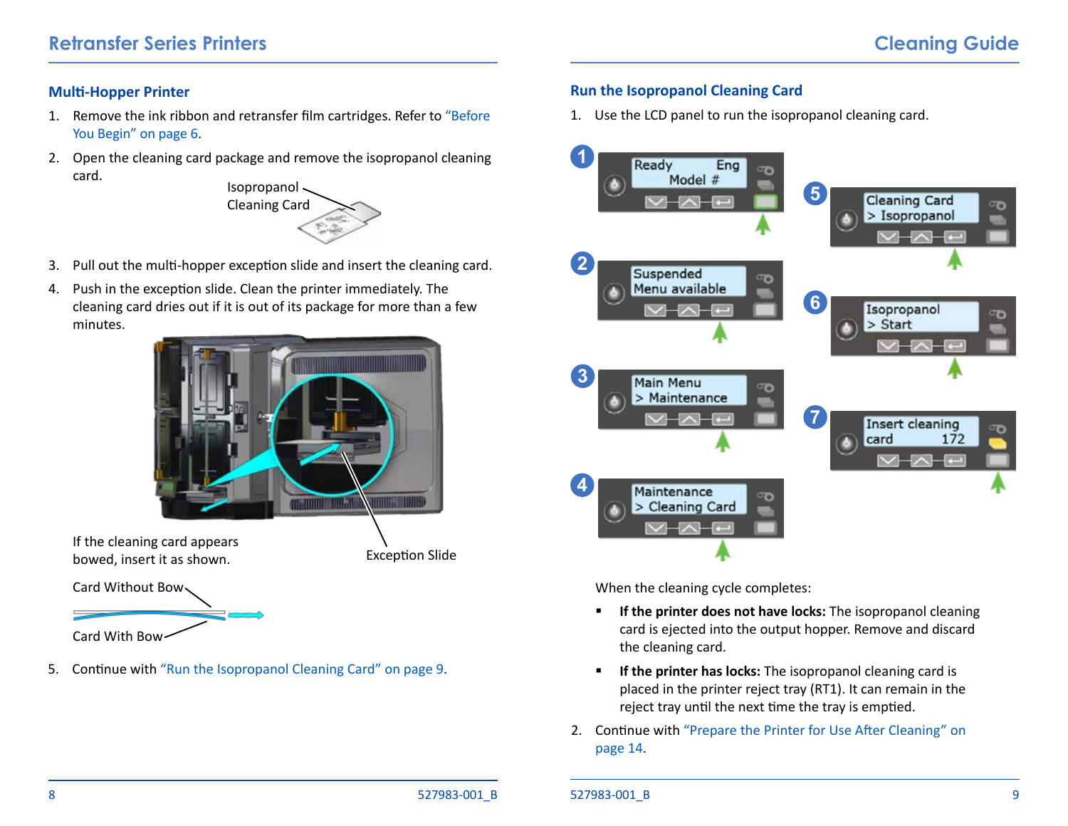## Multi-Hopper Printer

1. Remove the ink ribbon and retransfer film cartridges. Refer to "Before You Begin" on page 6.
2. Open the cleaning card package and remove the isopropanol cleaning card.

Isopropanol Cleaning Card

3. Pull out the multi-hopper exception slide and insert the cleaning card.
4. Push in the exception slide. Clean the printer immediately. The cleaning card dries out if it is out of its package for more than a few minutes.

If the cleaning card appears bowed, insert it as shown.

Exception Slide

Card Without Bow

Card With Bow

5. Continue with "Run the Isopropanol Cleaning Card" on page 9.

## Run the Isopropanol Cleaning Card

1. Use the LCD panel to run the isopropanol cleaning card.

1 Ready Eng Model #

2 Suspended Menu available

3 Main Menu > Maintenance

4 Maintenance > Cleaning Card

5 Cleaning Card > Isopropanol

6 Isopropanol > Start

7 Insert cleaning card 172

When the cleaning cycle completes:

- **If the printer does not have locks:** The isopropanol cleaning card is ejected into the output hopper. Remove and discard the cleaning card.
- **If the printer has locks:** The isopropanol cleaning card is placed in the printer reject tray (RT1). It can remain in the reject tray until the next time the tray is emptied.

2. Continue with "Prepare the Printer for Use After Cleaning" on page 14.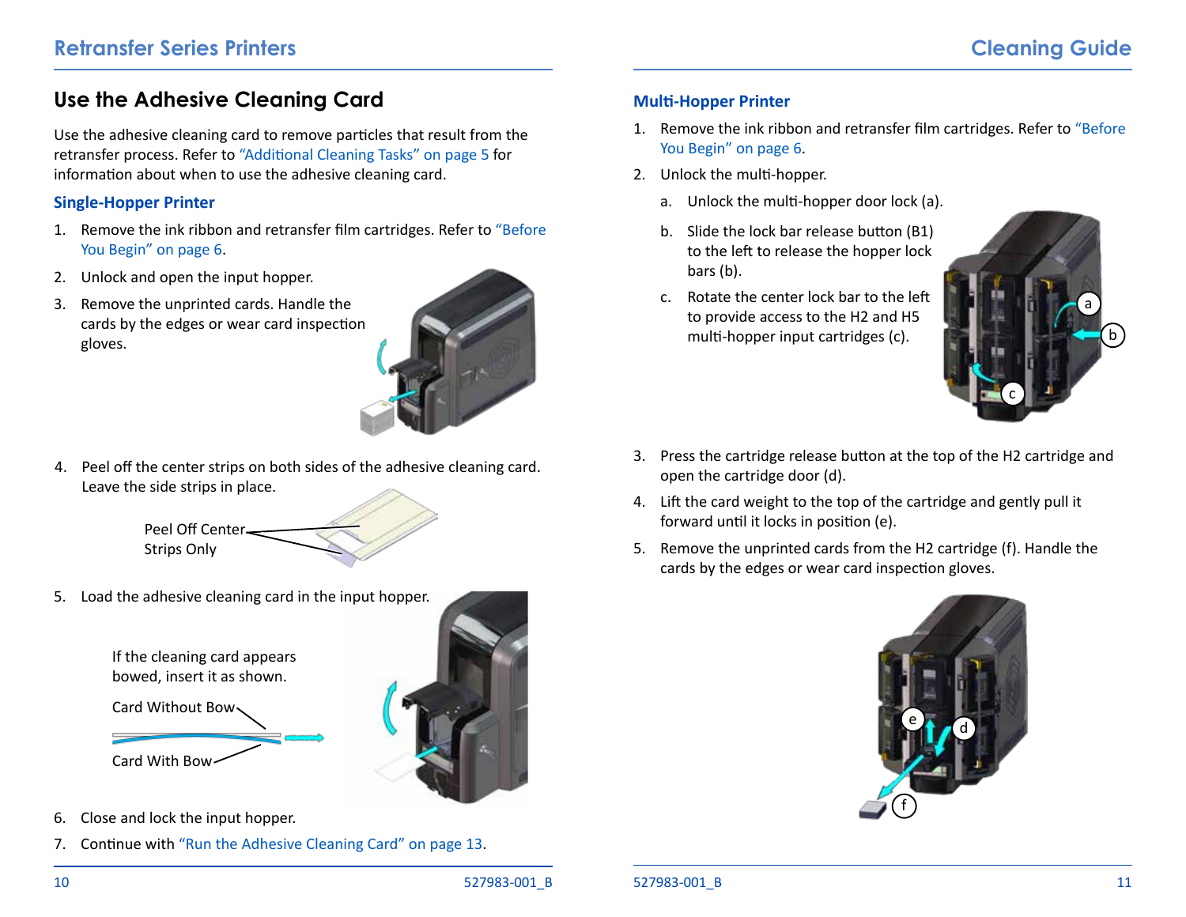## Use the Adhesive Cleaning Card

Use the adhesive cleaning card to remove particles that result from the retransfer process. Refer to "Additional Cleaning Tasks" on page 5 for information about when to use the adhesive cleaning card.

### Single-Hopper Printer

1. Remove the ink ribbon and retransfer film cartridges. Refer to "Before You Begin" on page 6.
2. Unlock and open the input hopper.
3. Remove the unprinted cards. Handle the cards by the edges or wear card inspection gloves.
4. Peel off the center strips on both sides of the adhesive cleaning card. Leave the side strips in place.

Peel Off Center Strips Only

5. Load the adhesive cleaning card in the input hopper.

If the cleaning card appears bowed, insert it as shown.

Card Without Bow

Card With Bow

6. Close and lock the input hopper.
7. Continue with "Run the Adhesive Cleaning Card" on page 13.

### Multi-Hopper Printer

1. Remove the ink ribbon and retransfer film cartridges. Refer to "Before You Begin" on page 6.
2. Unlock the multi-hopper.
   a. Unlock the multi-hopper door lock (a).
   b. Slide the lock bar release button (B1) to the left to release the hopper lock bars (b).
   c. Rotate the center lock bar to the left to provide access to the H2 and H5 multi-hopper input cartridges (c).
3. Press the cartridge release button at the top of the H2 cartridge and open the cartridge door (d).
4. Lift the card weight to the top of the cartridge and gently pull it forward until it locks in position (e).
5. Remove the unprinted cards from the H2 cartridge (f). Handle the cards by the edges or wear card inspection gloves.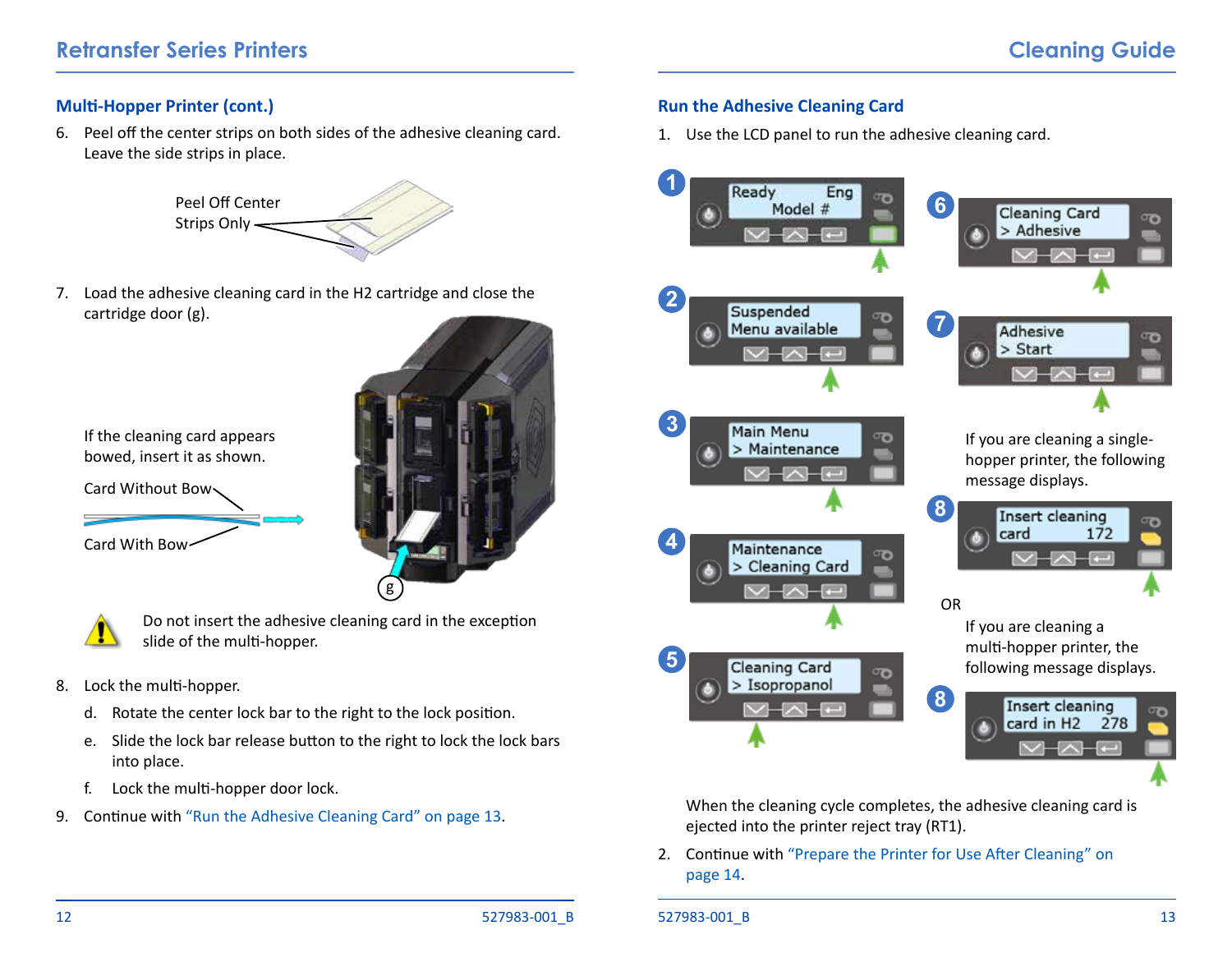## Multi-Hopper Printer (cont.)

6. Peel off the center strips on both sides of the adhesive cleaning card. Leave the side strips in place.

Peel Off Center Strips Only

7. Load the adhesive cleaning card in the H2 cartridge and close the cartridge door (g).

If the cleaning card appears bowed, insert it as shown.

Card Without Bow

Card With Bow

Do not insert the adhesive cleaning card in the exception slide of the multi-hopper.

8. Lock the multi-hopper.
   d. Rotate the center lock bar to the right to the lock position.
   e. Slide the lock bar release button to the right to lock the lock bars into place.
   f. Lock the multi-hopper door lock.
9. Continue with "Run the Adhesive Cleaning Card" on page 13.

## Run the Adhesive Cleaning Card

1. Use the LCD panel to run the adhesive cleaning card.

1 Ready Eng Model #

2 Suspended Menu available

3 Main Menu > Maintenance

4 Maintenance > Cleaning Card

5 Cleaning Card > Isopropanol

6 Cleaning Card > Adhesive

7 Adhesive > Start

If you are cleaning a single-hopper printer, the following message displays.

8 Insert cleaning card 172

OR

If you are cleaning a multi-hopper printer, the following message displays.

8 Insert cleaning card in H2 278

When the cleaning cycle completes, the adhesive cleaning card is ejected into the printer reject tray (RT1).

2. Continue with "Prepare the Printer for Use After Cleaning" on page 14.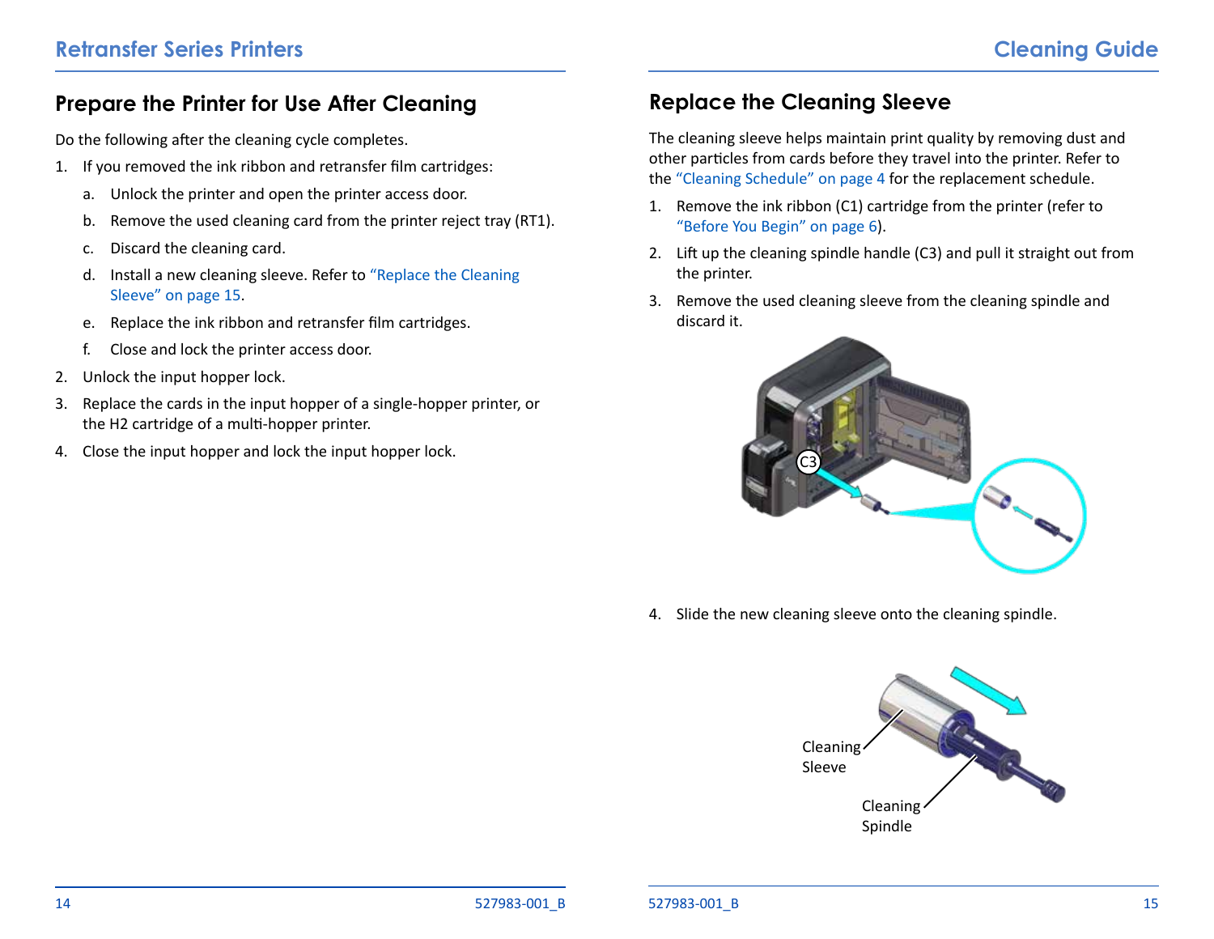## Prepare the Printer for Use After Cleaning

Do the following after the cleaning cycle completes.

1. If you removed the ink ribbon and retransfer film cartridges:
   a. Unlock the printer and open the printer access door.
   b. Remove the used cleaning card from the printer reject tray (RT1).
   c. Discard the cleaning card.
   d. Install a new cleaning sleeve. Refer to "Replace the Cleaning Sleeve" on page 15.
   e. Replace the ink ribbon and retransfer film cartridges.
   f. Close and lock the printer access door.
2. Unlock the input hopper lock.
3. Replace the cards in the input hopper of a single-hopper printer, or the H2 cartridge of a multi-hopper printer.
4. Close the input hopper and lock the input hopper lock.

## Replace the Cleaning Sleeve

The cleaning sleeve helps maintain print quality by removing dust and other particles from cards before they travel into the printer. Refer to the "Cleaning Schedule" on page 4 for the replacement schedule.

1. Remove the ink ribbon (C1) cartridge from the printer (refer to "Before You Begin" on page 6).
2. Lift up the cleaning spindle handle (C3) and pull it straight out from the printer.
3. Remove the used cleaning sleeve from the cleaning spindle and discard it.

C3

4. Slide the new cleaning sleeve onto the cleaning spindle.

Cleaning Sleeve

Cleaning Spindle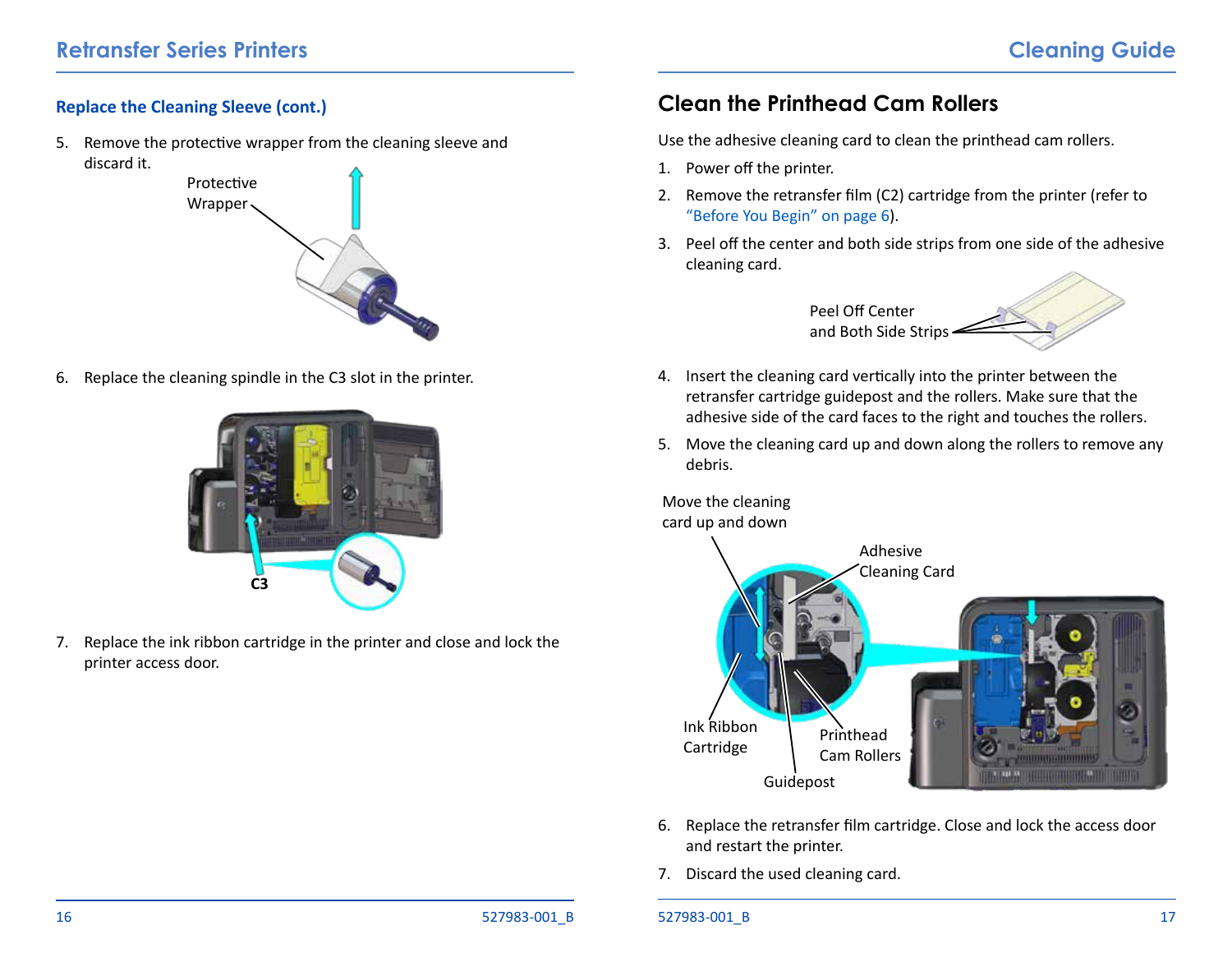## Replace the Cleaning Sleeve (cont.)

5. Remove the protective wrapper from the cleaning sleeve and discard it.

Protective Wrapper

6. Replace the cleaning spindle in the C3 slot in the printer.

C3

7. Replace the ink ribbon cartridge in the printer and close and lock the printer access door.

## Clean the Printhead Cam Rollers

Use the adhesive cleaning card to clean the printhead cam rollers.

1. Power off the printer.
2. Remove the retransfer film (C2) cartridge from the printer (refer to "Before You Begin" on page 6).
3. Peel off the center and both side strips from one side of the adhesive cleaning card.

Peel Off Center and Both Side Strips

4. Insert the cleaning card vertically into the printer between the retransfer cartridge guidepost and the rollers. Make sure that the adhesive side of the card faces to the right and touches the rollers.
5. Move the cleaning card up and down along the rollers to remove any debris.

Move the cleaning card up and down

Adhesive Cleaning Card

Ink Ribbon Cartridge

Printhead Cam Rollers

Guidepost

6. Replace the retransfer film cartridge. Close and lock the access door and restart the printer.
7. Discard the used cleaning card.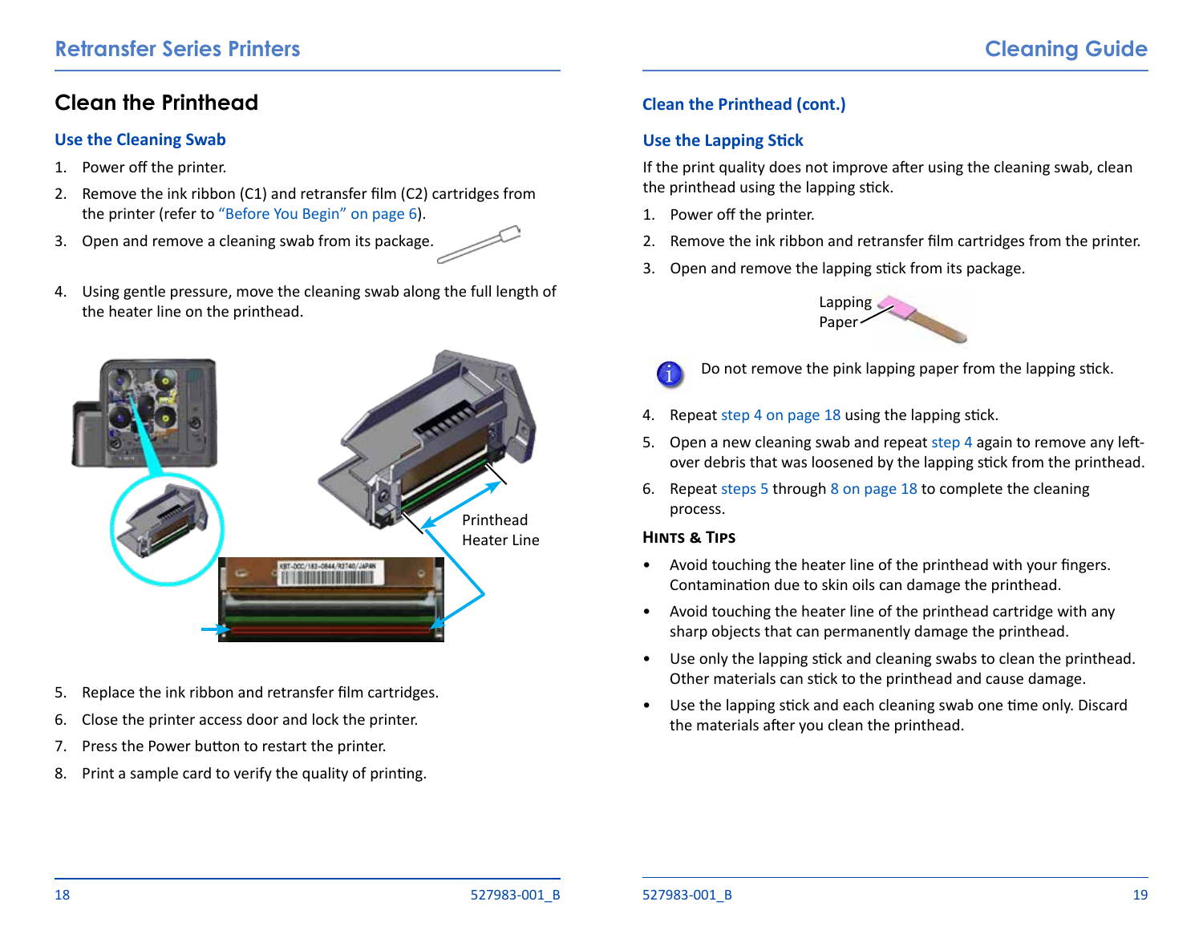## Clean the Printhead

### Use the Cleaning Swab

1. Power off the printer.
2. Remove the ink ribbon (C1) and retransfer film (C2) cartridges from the printer (refer to "Before You Begin" on page 6).
3. Open and remove a cleaning swab from its package.
4. Using gentle pressure, move the cleaning swab along the full length of the heater line on the printhead.

Printhead Heater Line

5. Replace the ink ribbon and retransfer film cartridges.
6. Close the printer access door and lock the printer.
7. Press the Power button to restart the printer.
8. Print a sample card to verify the quality of printing.

### Clean the Printhead (cont.)

### Use the Lapping Stick

If the print quality does not improve after using the cleaning swab, clean the printhead using the lapping stick.

1. Power off the printer.
2. Remove the ink ribbon and retransfer film cartridges from the printer.
3. Open and remove the lapping stick from its package.

Lapping Paper

Do not remove the pink lapping paper from the lapping stick.

4. Repeat step 4 on page 18 using the lapping stick.
5. Open a new cleaning swab and repeat step 4 again to remove any left-over debris that was loosened by the lapping stick from the printhead.
6. Repeat steps 5 through 8 on page 18 to complete the cleaning process.

**Hints & Tips**

- Avoid touching the heater line of the printhead with your fingers. Contamination due to skin oils can damage the printhead.
- Avoid touching the heater line of the printhead cartridge with any sharp objects that can permanently damage the printhead.
- Use only the lapping stick and cleaning swabs to clean the printhead. Other materials can stick to the printhead and cause damage.
- Use the lapping stick and each cleaning swab one time only. Discard the materials after you clean the printhead.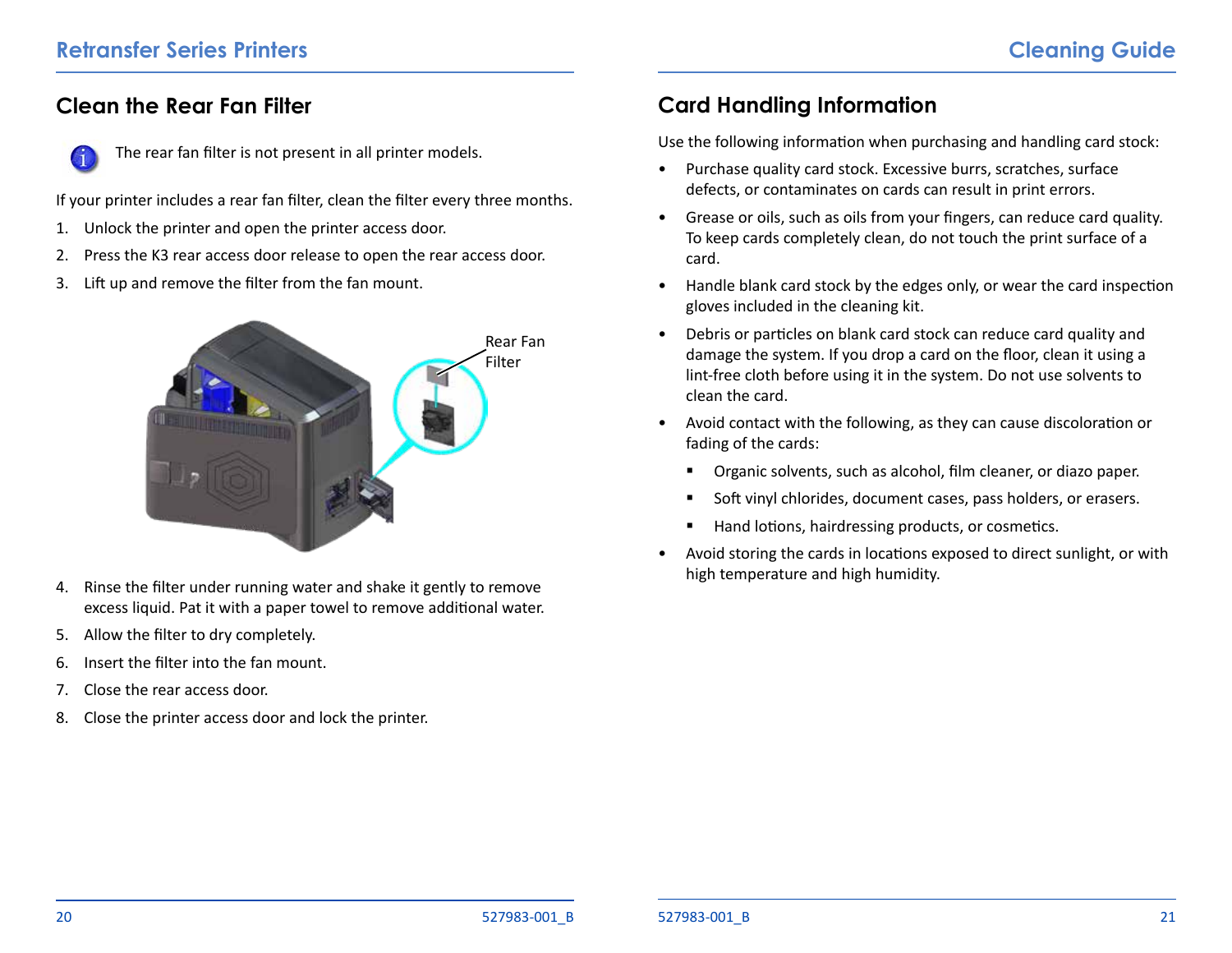## Clean the Rear Fan Filter

The rear fan filter is not present in all printer models.

If your printer includes a rear fan filter, clean the filter every three months.

1. Unlock the printer and open the printer access door.
2. Press the K3 rear access door release to open the rear access door.
3. Lift up and remove the filter from the fan mount.

Rear Fan Filter

4. Rinse the filter under running water and shake it gently to remove excess liquid. Pat it with a paper towel to remove additional water.
5. Allow the filter to dry completely.
6. Insert the filter into the fan mount.
7. Close the rear access door.
8. Close the printer access door and lock the printer.

## Card Handling Information

Use the following information when purchasing and handling card stock:

- Purchase quality card stock. Excessive burrs, scratches, surface defects, or contaminates on cards can result in print errors.
- Grease or oils, such as oils from your fingers, can reduce card quality. To keep cards completely clean, do not touch the print surface of a card.
- Handle blank card stock by the edges only, or wear the card inspection gloves included in the cleaning kit.
- Debris or particles on blank card stock can reduce card quality and damage the system. If you drop a card on the floor, clean it using a lint-free cloth before using it in the system. Do not use solvents to clean the card.
- Avoid contact with the following, as they can cause discoloration or fading of the cards:
  - Organic solvents, such as alcohol, film cleaner, or diazo paper.
  - Soft vinyl chlorides, document cases, pass holders, or erasers.
  - Hand lotions, hairdressing products, or cosmetics.
- Avoid storing the cards in locations exposed to direct sunlight, or with high temperature and high humidity.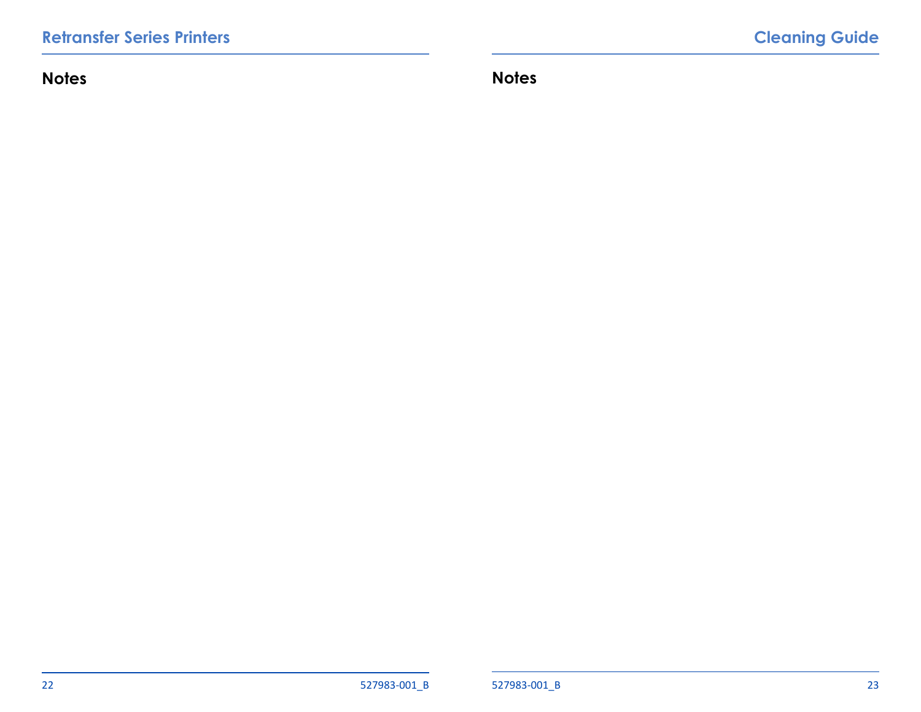## Notes

## Notes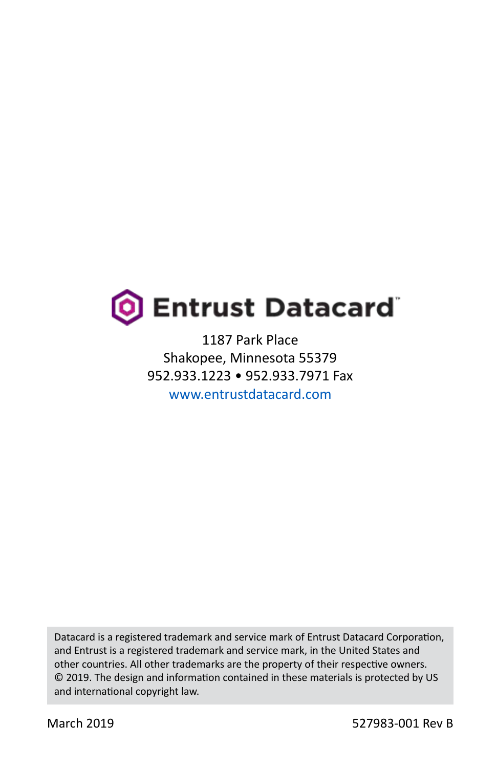**Entrust Datacard**™

1187 Park Place
Shakopee, Minnesota 55379
952.933.1223 • 952.933.7971 Fax
www.entrustdatacard.com

Datacard is a registered trademark and service mark of Entrust Datacard Corporation, and Entrust is a registered trademark and service mark, in the United States and other countries. All other trademarks are the property of their respective owners. © 2019. The design and information contained in these materials is protected by US and international copyright law.

March 2019

527983-001 Rev B